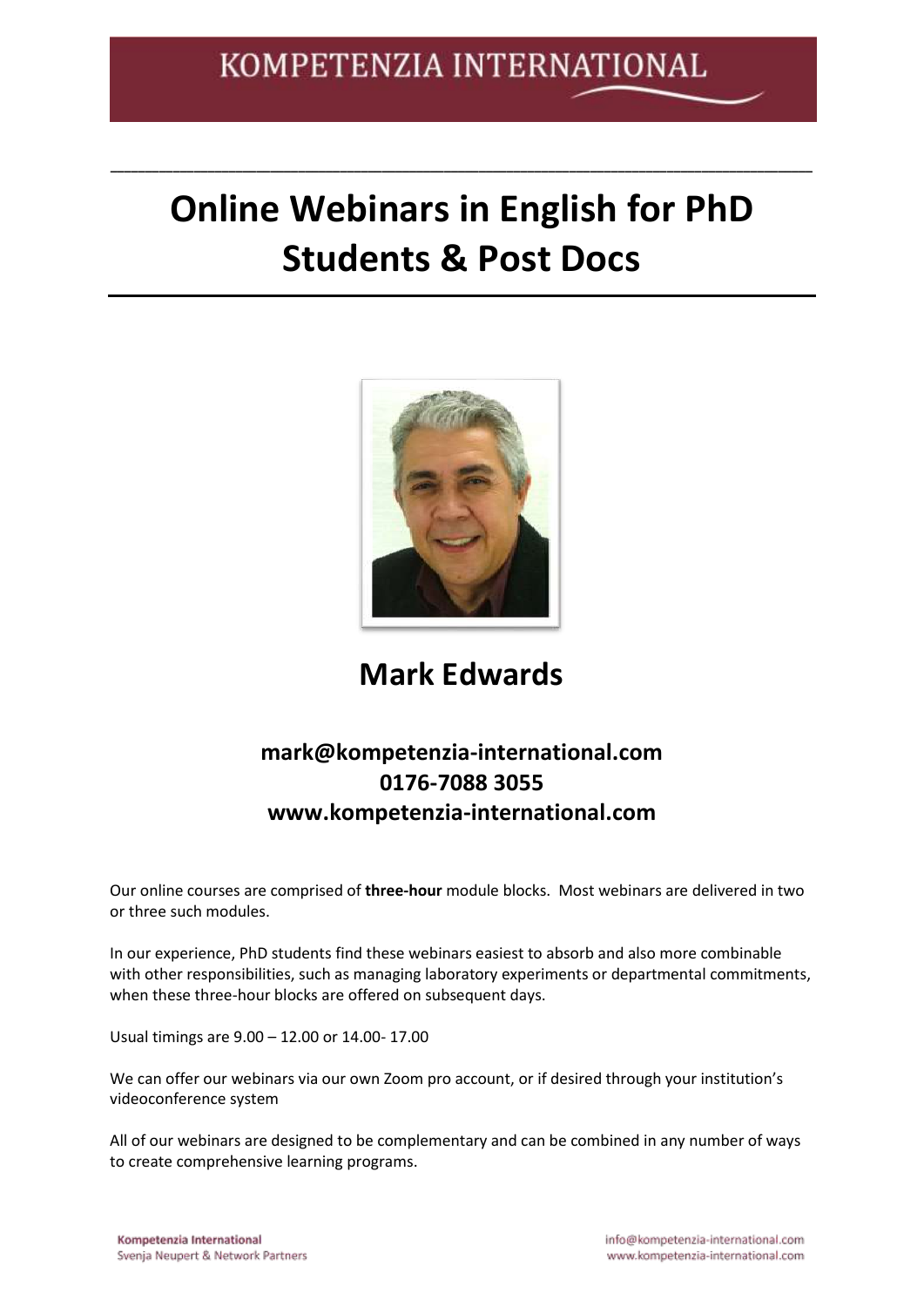KOMPETENZIA INTERNATIONAL

# Online Webinars in English for PhD Students & Post Docs

## Mark Edwards

**mark@kompetenzia-international.com**
**0176-7088 3055**
**www.kompetenzia-international.com**

Our online courses are comprised of **three-hour** module blocks. Most webinars are delivered in two or three such modules.

In our experience, PhD students find these webinars easiest to absorb and also more combinable with other responsibilities, such as managing laboratory experiments or departmental commitments, when these three-hour blocks are offered on subsequent days.

Usual timings are 9.00 – 12.00 or 14.00- 17.00

We can offer our webinars via our own Zoom pro account, or if desired through your institution's videoconference system

All of our webinars are designed to be complementary and can be combined in any number of ways to create comprehensive learning programs.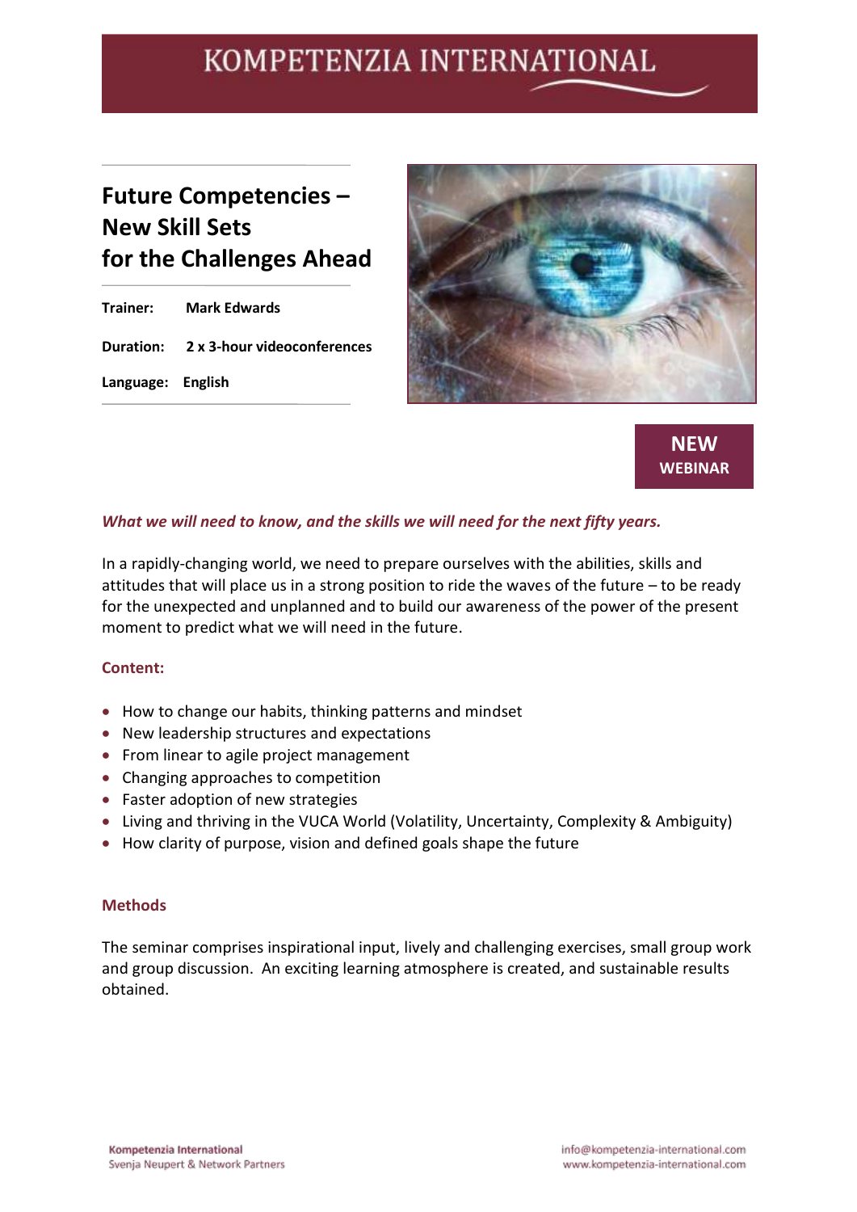# Future Competencies – New Skill Sets for the Challenges Ahead

**Trainer:** Mark Edwards

**Duration:** 2 x 3-hour videoconferences

**Language:** English

**NEW WEBINAR**

***What we will need to know, and the skills we will need for the next fifty years.***

In a rapidly-changing world, we need to prepare ourselves with the abilities, skills and attitudes that will place us in a strong position to ride the waves of the future – to be ready for the unexpected and unplanned and to build our awareness of the power of the present moment to predict what we will need in the future.

## Content:

- How to change our habits, thinking patterns and mindset
- New leadership structures and expectations
- From linear to agile project management
- Changing approaches to competition
- Faster adoption of new strategies
- Living and thriving in the VUCA World (Volatility, Uncertainty, Complexity & Ambiguity)
- How clarity of purpose, vision and defined goals shape the future

## Methods

The seminar comprises inspirational input, lively and challenging exercises, small group work and group discussion. An exciting learning atmosphere is created, and sustainable results obtained.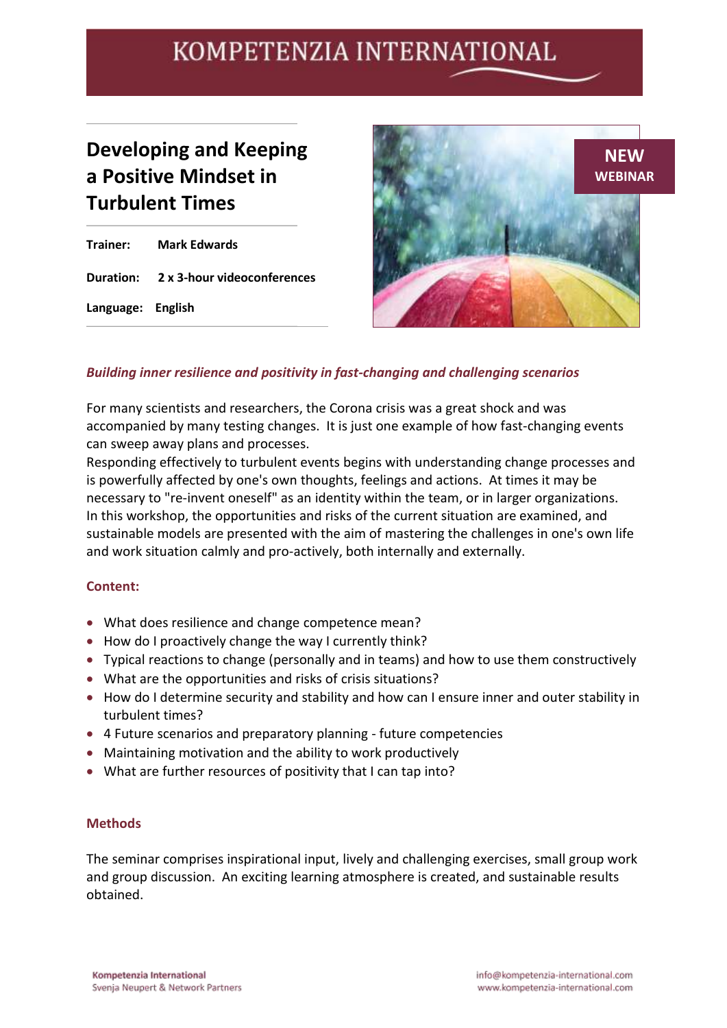# Developing and Keeping a Positive Mindset in Turbulent Times

**Trainer:** Mark Edwards

**Duration:** 2 x 3-hour videoconferences

**Language:** English

**NEW WEBINAR**

***Building inner resilience and positivity in fast-changing and challenging scenarios***

For many scientists and researchers, the Corona crisis was a great shock and was accompanied by many testing changes. It is just one example of how fast-changing events can sweep away plans and processes.
Responding effectively to turbulent events begins with understanding change processes and is powerfully affected by one's own thoughts, feelings and actions. At times it may be necessary to "re-invent oneself" as an identity within the team, or in larger organizations.
In this workshop, the opportunities and risks of the current situation are examined, and sustainable models are presented with the aim of mastering the challenges in one's own life and work situation calmly and pro-actively, both internally and externally.

## Content:

- What does resilience and change competence mean?
- How do I proactively change the way I currently think?
- Typical reactions to change (personally and in teams) and how to use them constructively
- What are the opportunities and risks of crisis situations?
- How do I determine security and stability and how can I ensure inner and outer stability in turbulent times?
- 4 Future scenarios and preparatory planning - future competencies
- Maintaining motivation and the ability to work productively
- What are further resources of positivity that I can tap into?

## Methods

The seminar comprises inspirational input, lively and challenging exercises, small group work and group discussion. An exciting learning atmosphere is created, and sustainable results obtained.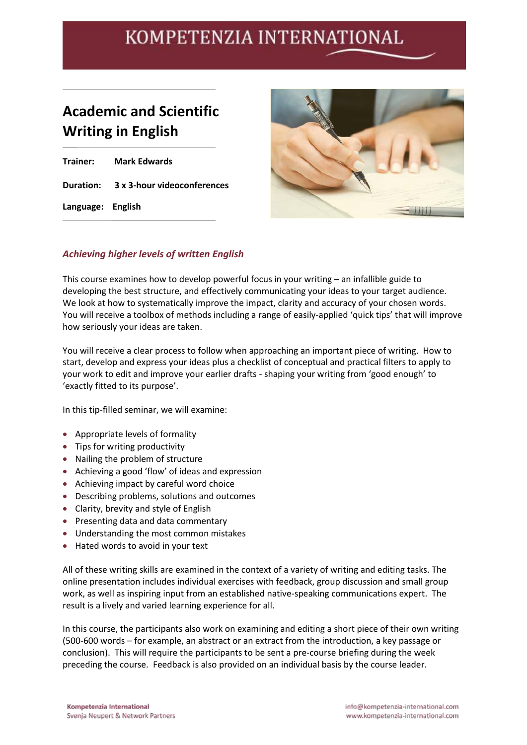# Academic and Scientific Writing in English

**Trainer:** Mark Edwards

**Duration:** 3 x 3-hour videoconferences

**Language:** English

### *Achieving higher levels of written English*

This course examines how to develop powerful focus in your writing – an infallible guide to developing the best structure, and effectively communicating your ideas to your target audience. We look at how to systematically improve the impact, clarity and accuracy of your chosen words. You will receive a toolbox of methods including a range of easily-applied 'quick tips' that will improve how seriously your ideas are taken.

You will receive a clear process to follow when approaching an important piece of writing. How to start, develop and express your ideas plus a checklist of conceptual and practical filters to apply to your work to edit and improve your earlier drafts - shaping your writing from 'good enough' to 'exactly fitted to its purpose'.

In this tip-filled seminar, we will examine:

- Appropriate levels of formality
- Tips for writing productivity
- Nailing the problem of structure
- Achieving a good 'flow' of ideas and expression
- Achieving impact by careful word choice
- Describing problems, solutions and outcomes
- Clarity, brevity and style of English
- Presenting data and data commentary
- Understanding the most common mistakes
- Hated words to avoid in your text

All of these writing skills are examined in the context of a variety of writing and editing tasks. The online presentation includes individual exercises with feedback, group discussion and small group work, as well as inspiring input from an established native-speaking communications expert. The result is a lively and varied learning experience for all.

In this course, the participants also work on examining and editing a short piece of their own writing (500-600 words – for example, an abstract or an extract from the introduction, a key passage or conclusion). This will require the participants to be sent a pre-course briefing during the week preceding the course. Feedback is also provided on an individual basis by the course leader.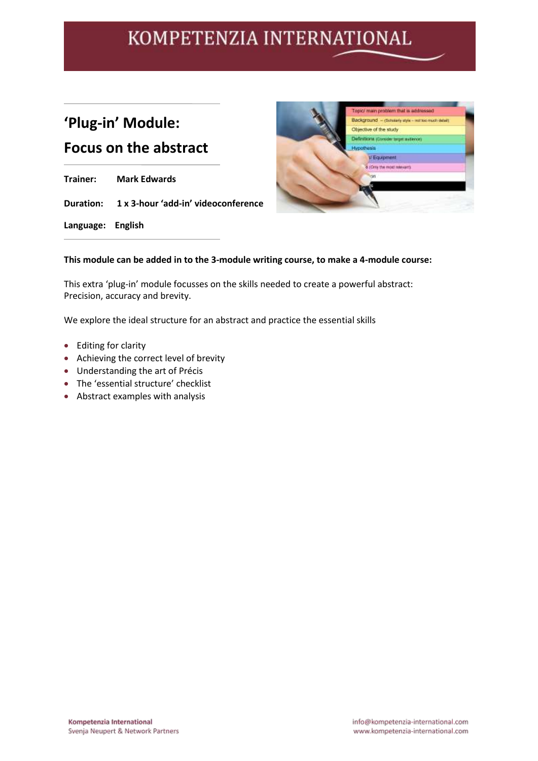# 'Plug-in' Module:

# Focus on the abstract

**Trainer:** **Mark Edwards**

**Duration:** **1 x 3-hour 'add-in' videoconference**

**Language:** **English**

**This module can be added in to the 3-module writing course, to make a 4-module course:**

This extra 'plug-in' module focusses on the skills needed to create a powerful abstract: Precision, accuracy and brevity.

We explore the ideal structure for an abstract and practice the essential skills

- Editing for clarity
- Achieving the correct level of brevity
- Understanding the art of Précis
- The 'essential structure' checklist
- Abstract examples with analysis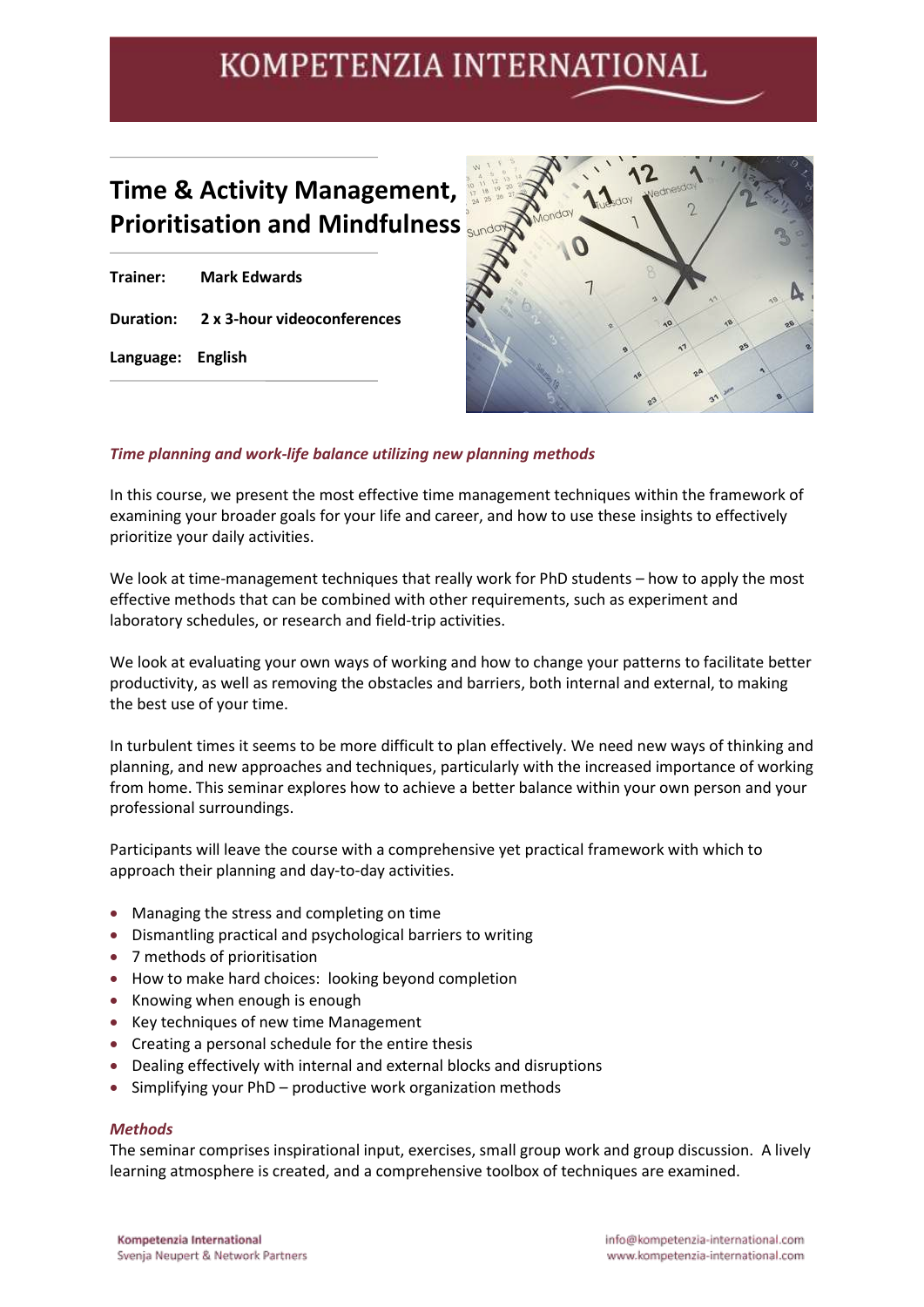# Time & Activity Management, Prioritisation and Mindfulness

**Trainer:** **Mark Edwards**

**Duration:** **2 x 3-hour videoconferences**

**Language:** **English**

***Time planning and work-life balance utilizing new planning methods***

In this course, we present the most effective time management techniques within the framework of examining your broader goals for your life and career, and how to use these insights to effectively prioritize your daily activities.

We look at time-management techniques that really work for PhD students – how to apply the most effective methods that can be combined with other requirements, such as experiment and laboratory schedules, or research and field-trip activities.

We look at evaluating your own ways of working and how to change your patterns to facilitate better productivity, as well as removing the obstacles and barriers, both internal and external, to making the best use of your time.

In turbulent times it seems to be more difficult to plan effectively. We need new ways of thinking and planning, and new approaches and techniques, particularly with the increased importance of working from home. This seminar explores how to achieve a better balance within your own person and your professional surroundings.

Participants will leave the course with a comprehensive yet practical framework with which to approach their planning and day-to-day activities.

- Managing the stress and completing on time
- Dismantling practical and psychological barriers to writing
- 7 methods of prioritisation
- How to make hard choices: looking beyond completion
- Knowing when enough is enough
- Key techniques of new time Management
- Creating a personal schedule for the entire thesis
- Dealing effectively with internal and external blocks and disruptions
- Simplifying your PhD – productive work organization methods

### *Methods*

The seminar comprises inspirational input, exercises, small group work and group discussion. A lively learning atmosphere is created, and a comprehensive toolbox of techniques are examined.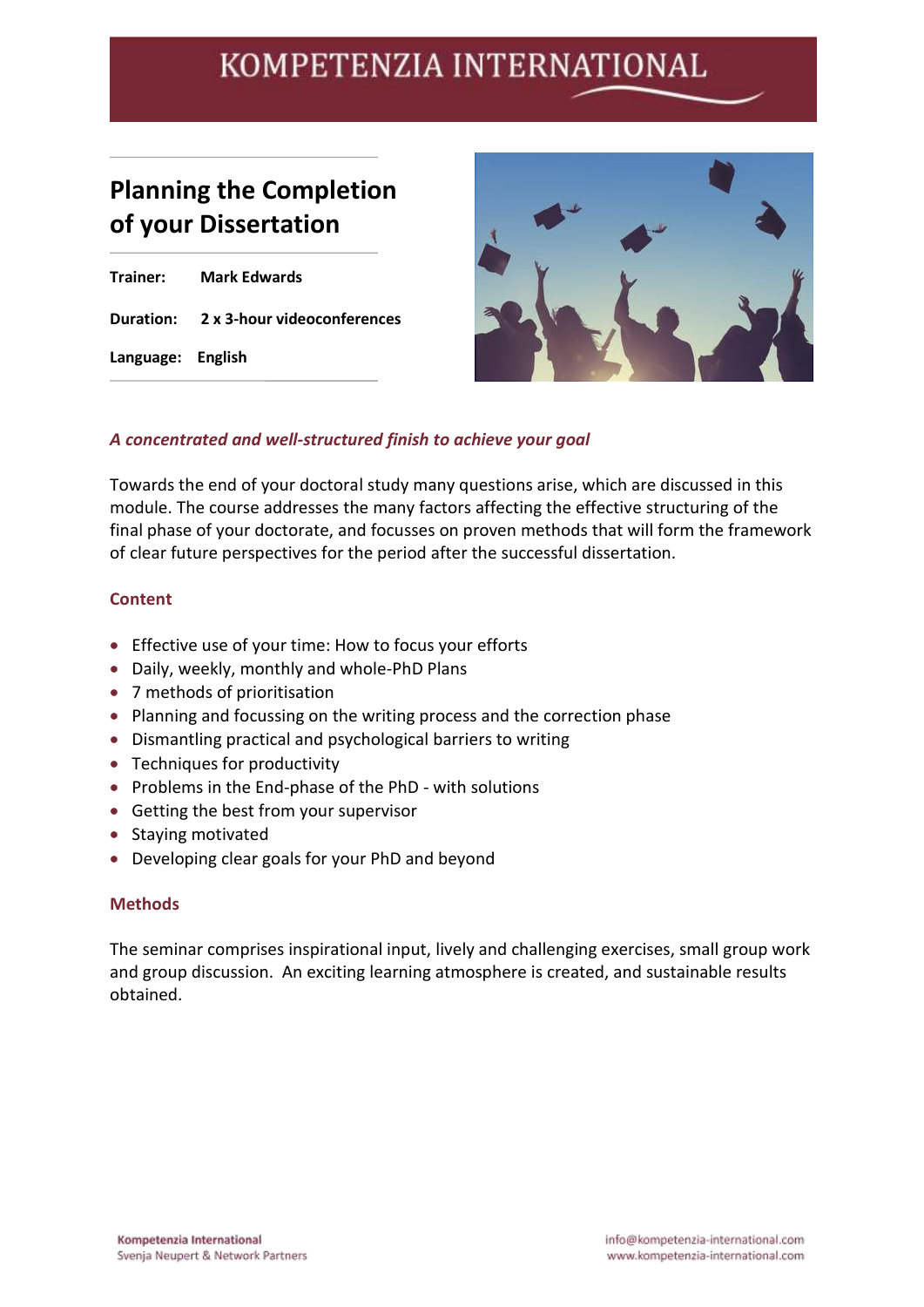# Planning the Completion of your Dissertation

**Trainer:** Mark Edwards

**Duration:** 2 x 3-hour videoconferences

**Language:** English

***A concentrated and well-structured finish to achieve your goal***

Towards the end of your doctoral study many questions arise, which are discussed in this module. The course addresses the many factors affecting the effective structuring of the final phase of your doctorate, and focusses on proven methods that will form the framework of clear future perspectives for the period after the successful dissertation.

## Content

- Effective use of your time: How to focus your efforts
- Daily, weekly, monthly and whole-PhD Plans
- 7 methods of prioritisation
- Planning and focussing on the writing process and the correction phase
- Dismantling practical and psychological barriers to writing
- Techniques for productivity
- Problems in the End-phase of the PhD - with solutions
- Getting the best from your supervisor
- Staying motivated
- Developing clear goals for your PhD and beyond

## Methods

The seminar comprises inspirational input, lively and challenging exercises, small group work and group discussion. An exciting learning atmosphere is created, and sustainable results obtained.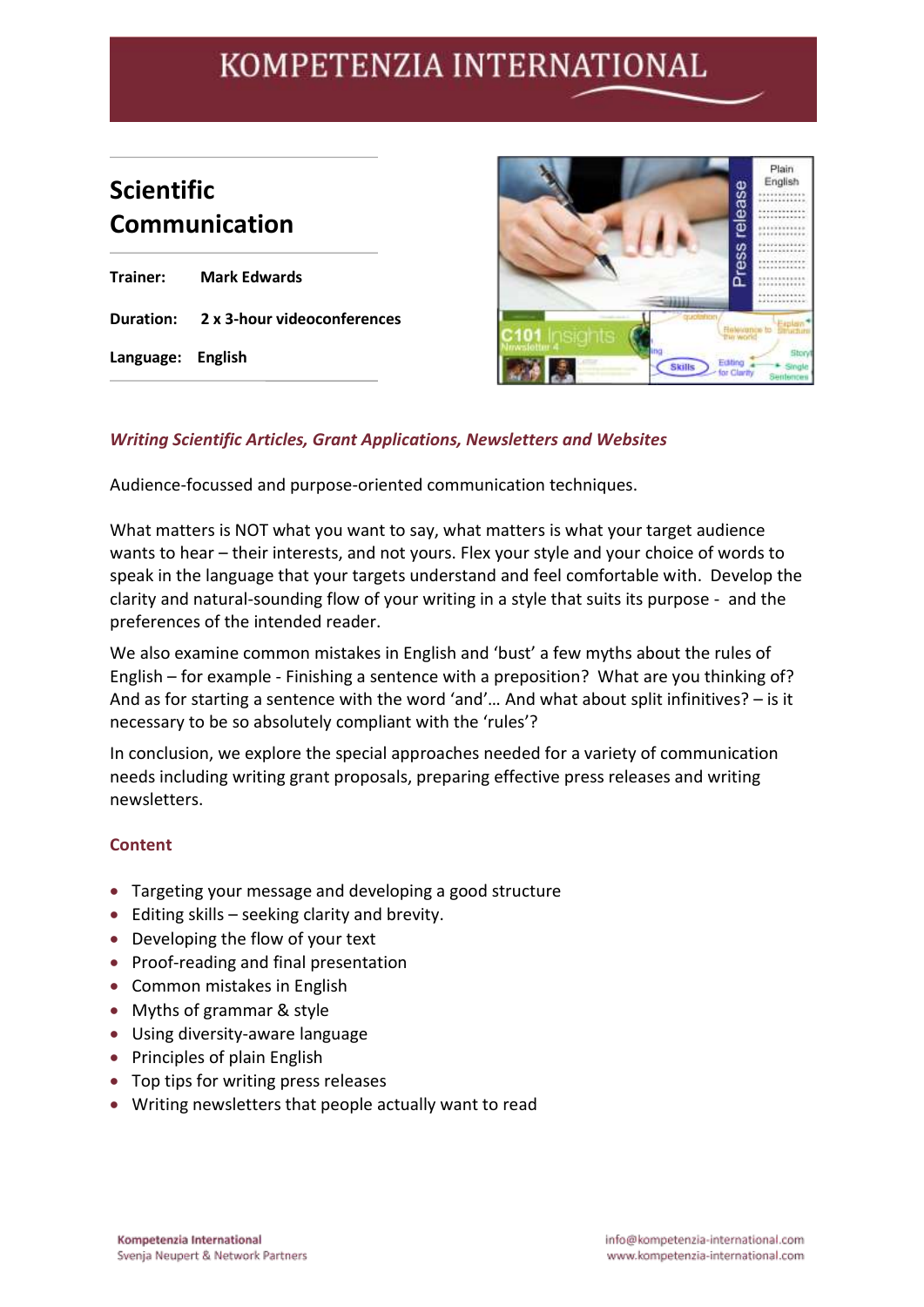KOMPETENZIA INTERNATIONAL

# Scientific Communication

**Trainer:** **Mark Edwards**

**Duration:** **2 x 3-hour videoconferences**

**Language:** **English**

### *Writing Scientific Articles, Grant Applications, Newsletters and Websites*

Audience-focussed and purpose-oriented communication techniques.

What matters is NOT what you want to say, what matters is what your target audience wants to hear – their interests, and not yours. Flex your style and your choice of words to speak in the language that your targets understand and feel comfortable with. Develop the clarity and natural-sounding flow of your writing in a style that suits its purpose - and the preferences of the intended reader.

We also examine common mistakes in English and 'bust' a few myths about the rules of English – for example - Finishing a sentence with a preposition? What are you thinking of? And as for starting a sentence with the word 'and'… And what about split infinitives? – is it necessary to be so absolutely compliant with the 'rules'?

In conclusion, we explore the special approaches needed for a variety of communication needs including writing grant proposals, preparing effective press releases and writing newsletters.

### Content

- Targeting your message and developing a good structure
- Editing skills – seeking clarity and brevity.
- Developing the flow of your text
- Proof-reading and final presentation
- Common mistakes in English
- Myths of grammar & style
- Using diversity-aware language
- Principles of plain English
- Top tips for writing press releases
- Writing newsletters that people actually want to read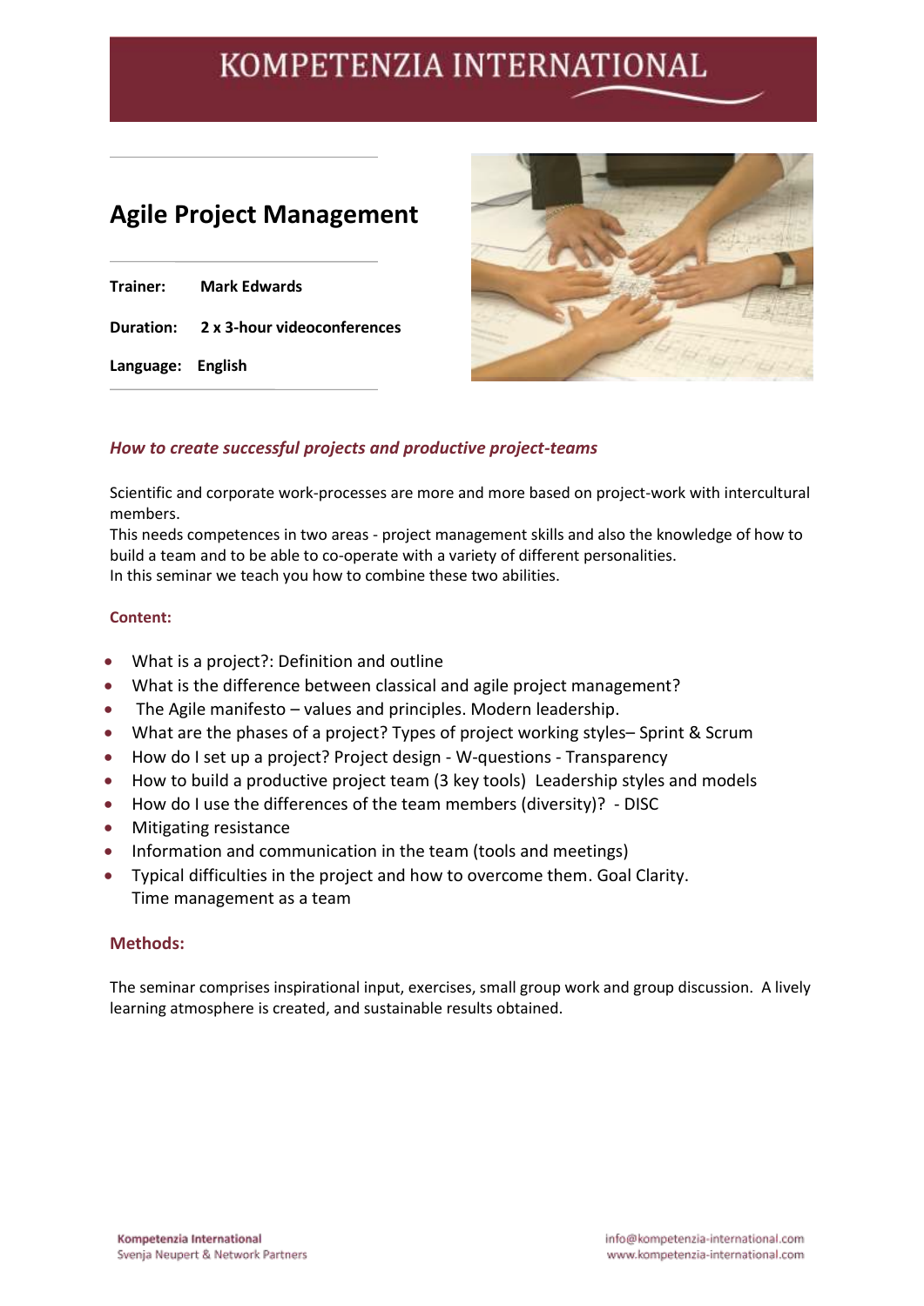# Agile Project Management

**Trainer:** Mark Edwards

**Duration:** 2 x 3-hour videoconferences

**Language:** English

***How to create successful projects and productive project-teams***

Scientific and corporate work-processes are more and more based on project-work with intercultural members.
This needs competences in two areas - project management skills and also the knowledge of how to build a team and to be able to co-operate with a variety of different personalities.
In this seminar we teach you how to combine these two abilities.

**Content:**

- What is a project?: Definition and outline
- What is the difference between classical and agile project management?
- The Agile manifesto – values and principles. Modern leadership.
- What are the phases of a project? Types of project working styles– Sprint & Scrum
- How do I set up a project? Project design - W-questions - Transparency
- How to build a productive project team (3 key tools) Leadership styles and models
- How do I use the differences of the team members (diversity)? - DISC
- Mitigating resistance
- Information and communication in the team (tools and meetings)
- Typical difficulties in the project and how to overcome them. Goal Clarity. Time management as a team

**Methods:**

The seminar comprises inspirational input, exercises, small group work and group discussion. A lively learning atmosphere is created, and sustainable results obtained.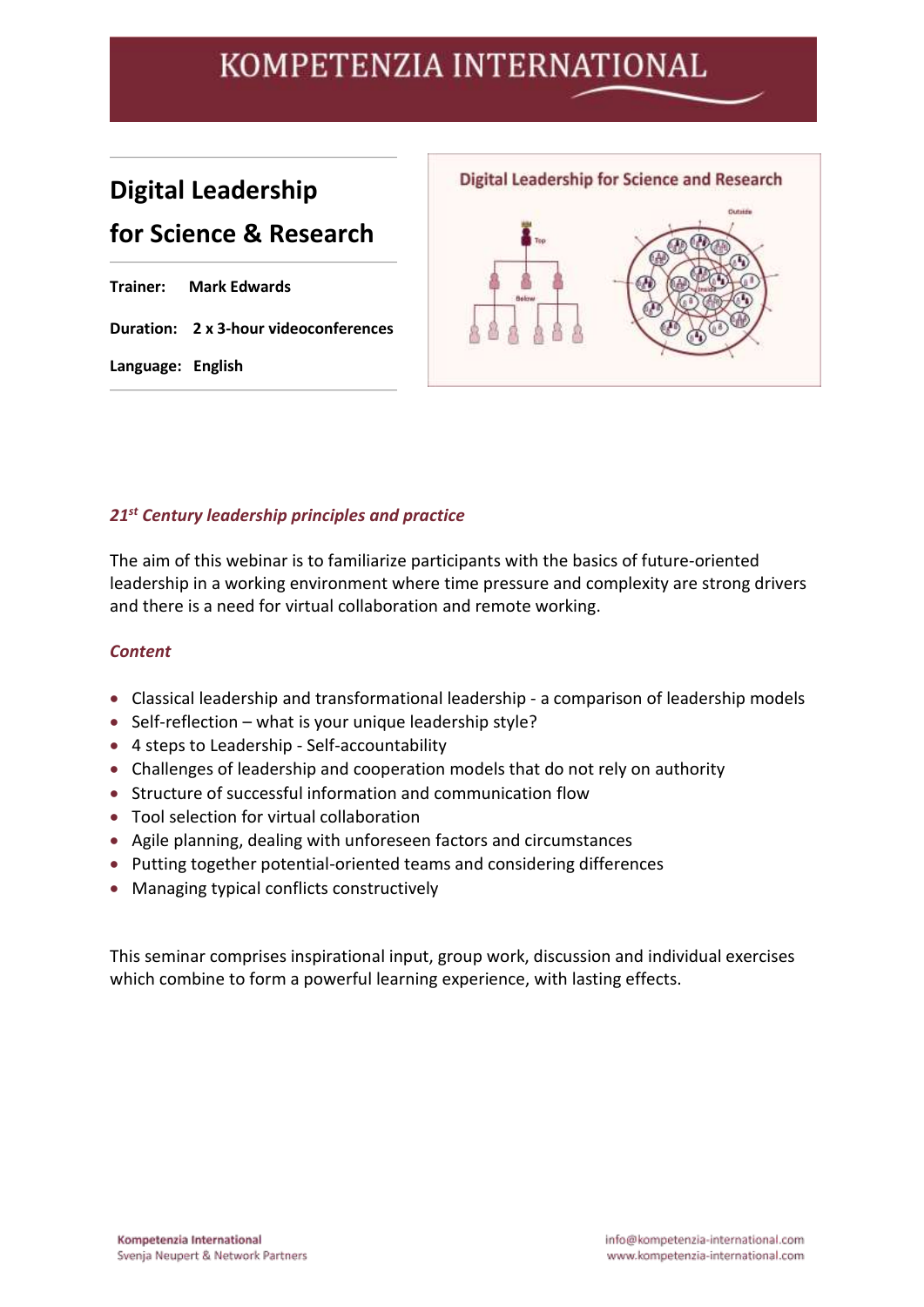# Digital Leadership for Science & Research

**Trainer:** Mark Edwards

**Duration:** 2 x 3-hour videoconferences

**Language:** English

### *21st Century leadership principles and practice*

The aim of this webinar is to familiarize participants with the basics of future-oriented leadership in a working environment where time pressure and complexity are strong drivers and there is a need for virtual collaboration and remote working.

### *Content*

- Classical leadership and transformational leadership - a comparison of leadership models
- Self-reflection – what is your unique leadership style?
- 4 steps to Leadership - Self-accountability
- Challenges of leadership and cooperation models that do not rely on authority
- Structure of successful information and communication flow
- Tool selection for virtual collaboration
- Agile planning, dealing with unforeseen factors and circumstances
- Putting together potential-oriented teams and considering differences
- Managing typical conflicts constructively

This seminar comprises inspirational input, group work, discussion and individual exercises which combine to form a powerful learning experience, with lasting effects.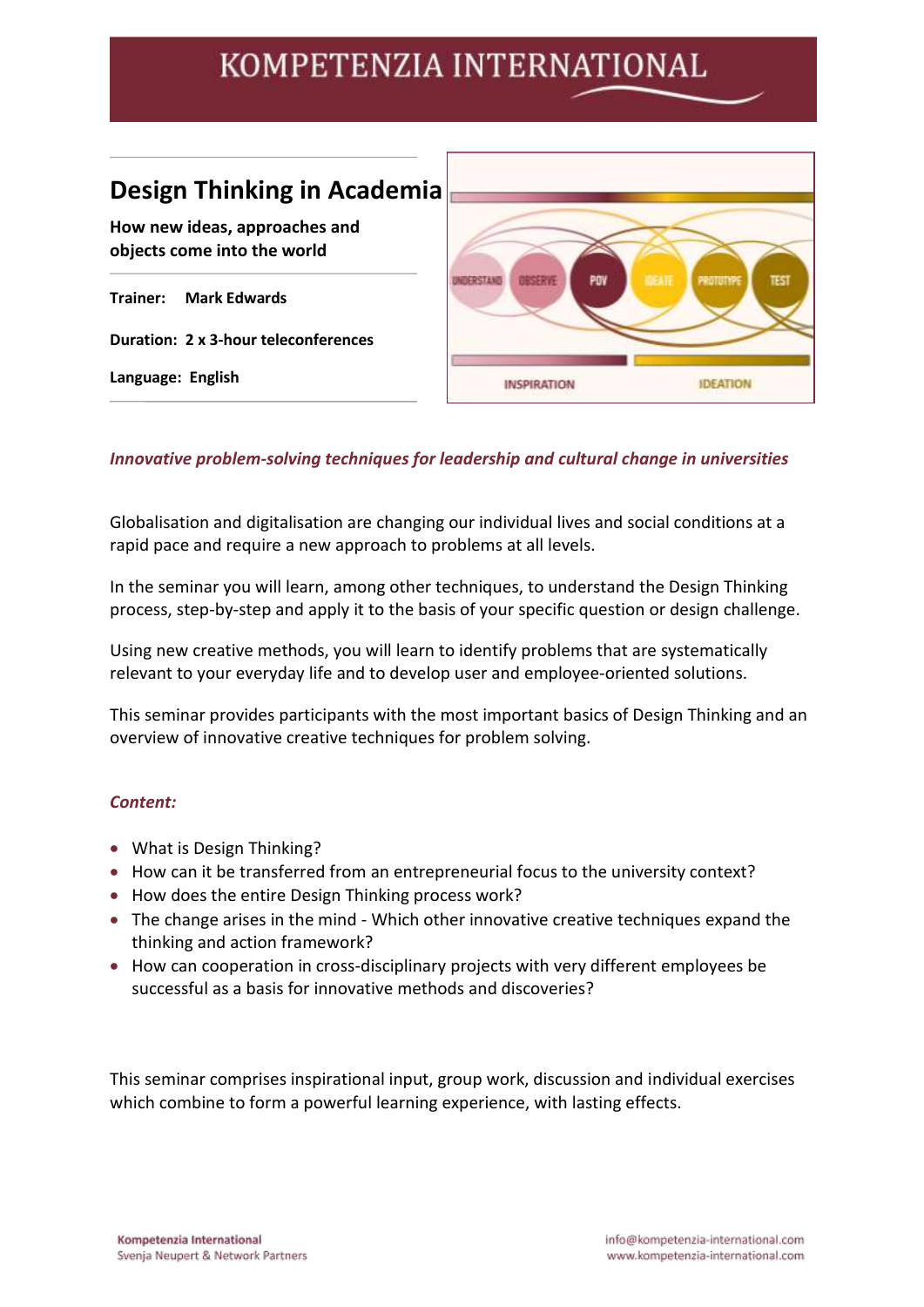# Design Thinking in Academia

**How new ideas, approaches and objects come into the world**

**Trainer:** Mark Edwards

**Duration:** 2 x 3-hour teleconferences

**Language:** English

***Innovative problem-solving techniques for leadership and cultural change in universities***

Globalisation and digitalisation are changing our individual lives and social conditions at a rapid pace and require a new approach to problems at all levels.

In the seminar you will learn, among other techniques, to understand the Design Thinking process, step-by-step and apply it to the basis of your specific question or design challenge.

Using new creative methods, you will learn to identify problems that are systematically relevant to your everyday life and to develop user and employee-oriented solutions.

This seminar provides participants with the most important basics of Design Thinking and an overview of innovative creative techniques for problem solving.

***Content:***

- What is Design Thinking?
- How can it be transferred from an entrepreneurial focus to the university context?
- How does the entire Design Thinking process work?
- The change arises in the mind - Which other innovative creative techniques expand the thinking and action framework?
- How can cooperation in cross-disciplinary projects with very different employees be successful as a basis for innovative methods and discoveries?

This seminar comprises inspirational input, group work, discussion and individual exercises which combine to form a powerful learning experience, with lasting effects.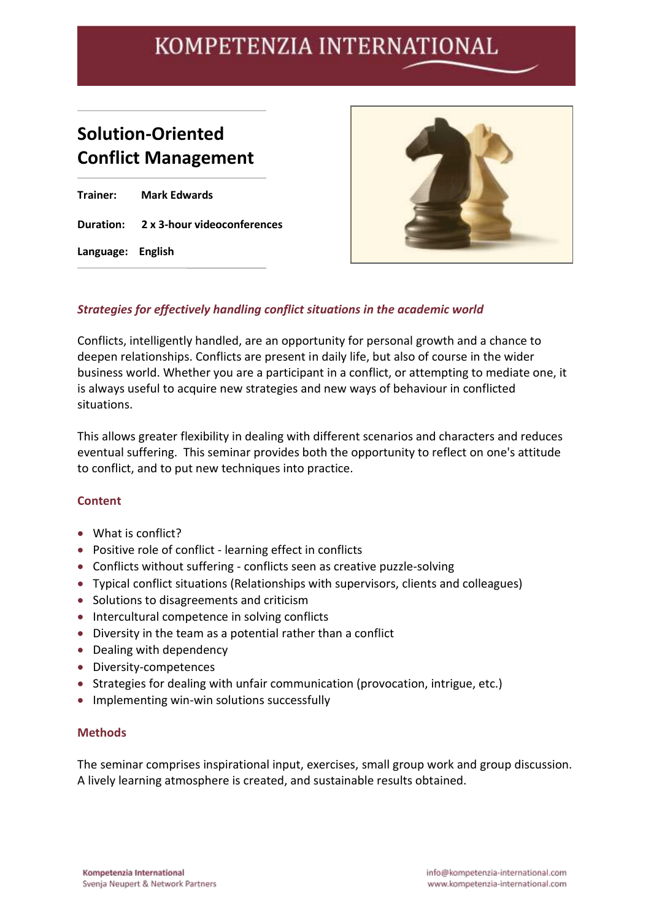# KOMPETENZIA INTERNATIONAL

## Solution-Oriented Conflict Management

**Trainer:** **Mark Edwards**

**Duration:** **2 x 3-hour videoconferences**

**Language:** **English**

***Strategies for effectively handling conflict situations in the academic world***

Conflicts, intelligently handled, are an opportunity for personal growth and a chance to deepen relationships. Conflicts are present in daily life, but also of course in the wider business world. Whether you are a participant in a conflict, or attempting to mediate one, it is always useful to acquire new strategies and new ways of behaviour in conflicted situations.

This allows greater flexibility in dealing with different scenarios and characters and reduces eventual suffering. This seminar provides both the opportunity to reflect on one's attitude to conflict, and to put new techniques into practice.

### Content

- What is conflict?
- Positive role of conflict - learning effect in conflicts
- Conflicts without suffering - conflicts seen as creative puzzle-solving
- Typical conflict situations (Relationships with supervisors, clients and colleagues)
- Solutions to disagreements and criticism
- Intercultural competence in solving conflicts
- Diversity in the team as a potential rather than a conflict
- Dealing with dependency
- Diversity-competences
- Strategies for dealing with unfair communication (provocation, intrigue, etc.)
- Implementing win-win solutions successfully

### Methods

The seminar comprises inspirational input, exercises, small group work and group discussion. A lively learning atmosphere is created, and sustainable results obtained.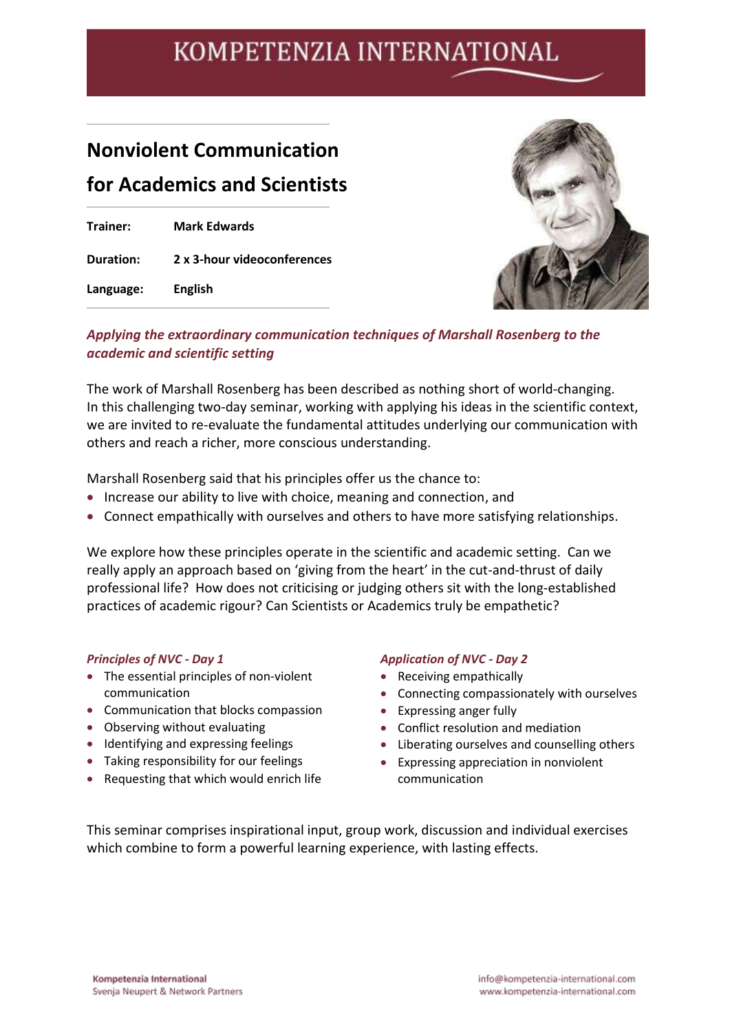KOMPETENZIA INTERNATIONAL

# Nonviolent Communication for Academics and Scientists

| | |
|---|---|
| **Trainer:** | **Mark Edwards** |
| **Duration:** | **2 x 3-hour videoconferences** |
| **Language:** | **English** |

***Applying the extraordinary communication techniques of Marshall Rosenberg to the academic and scientific setting***

The work of Marshall Rosenberg has been described as nothing short of world-changing. In this challenging two-day seminar, working with applying his ideas in the scientific context, we are invited to re-evaluate the fundamental attitudes underlying our communication with others and reach a richer, more conscious understanding.

Marshall Rosenberg said that his principles offer us the chance to:

- Increase our ability to live with choice, meaning and connection, and
- Connect empathically with ourselves and others to have more satisfying relationships.

We explore how these principles operate in the scientific and academic setting. Can we really apply an approach based on 'giving from the heart' in the cut-and-thrust of daily professional life? How does not criticising or judging others sit with the long-established practices of academic rigour? Can Scientists or Academics truly be empathetic?

***Principles of NVC - Day 1***

- The essential principles of non-violent communication
- Communication that blocks compassion
- Observing without evaluating
- Identifying and expressing feelings
- Taking responsibility for our feelings
- Requesting that which would enrich life

***Application of NVC - Day 2***

- Receiving empathically
- Connecting compassionately with ourselves
- Expressing anger fully
- Conflict resolution and mediation
- Liberating ourselves and counselling others
- Expressing appreciation in nonviolent communication

This seminar comprises inspirational input, group work, discussion and individual exercises which combine to form a powerful learning experience, with lasting effects.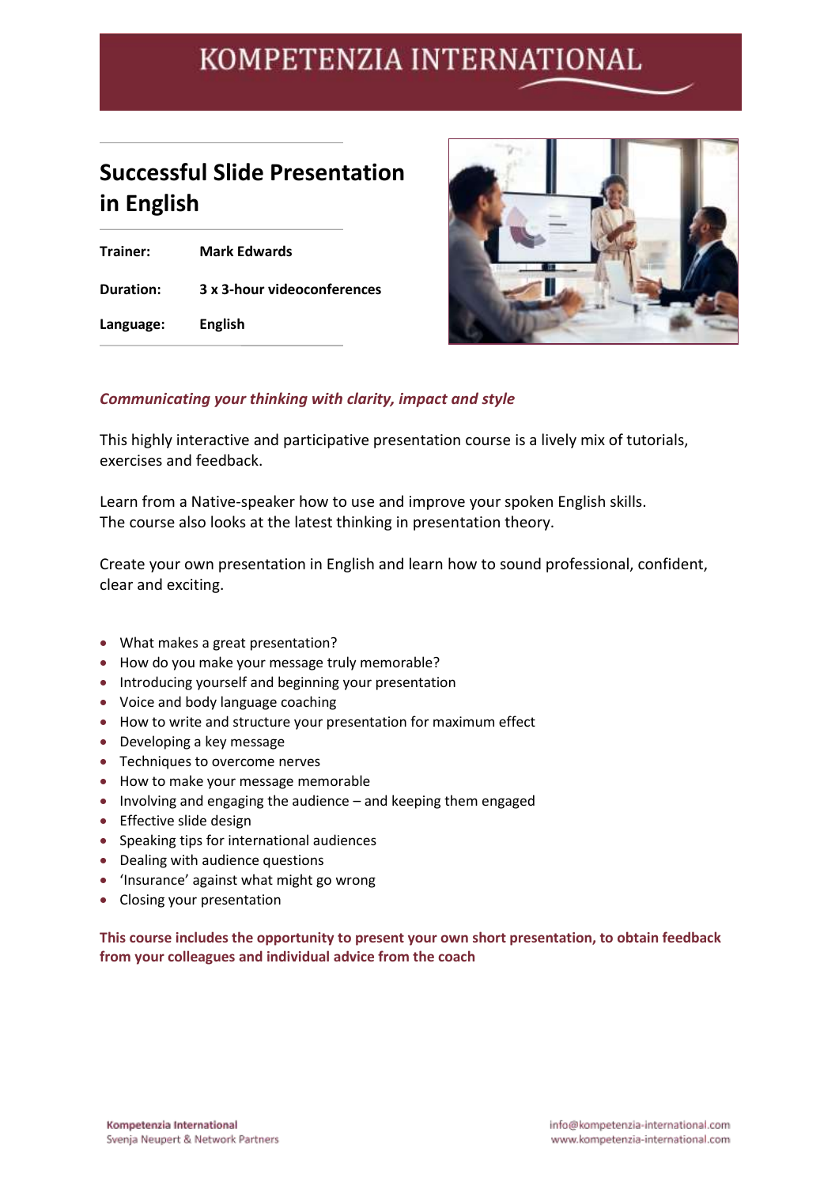# Successful Slide Presentation in English

| | |
|---|---|
| **Trainer:** | **Mark Edwards** |
| **Duration:** | **3 x 3-hour videoconferences** |
| **Language:** | **English** |

***Communicating your thinking with clarity, impact and style***

This highly interactive and participative presentation course is a lively mix of tutorials, exercises and feedback.

Learn from a Native-speaker how to use and improve your spoken English skills. The course also looks at the latest thinking in presentation theory.

Create your own presentation in English and learn how to sound professional, confident, clear and exciting.

- What makes a great presentation?
- How do you make your message truly memorable?
- Introducing yourself and beginning your presentation
- Voice and body language coaching
- How to write and structure your presentation for maximum effect
- Developing a key message
- Techniques to overcome nerves
- How to make your message memorable
- Involving and engaging the audience – and keeping them engaged
- Effective slide design
- Speaking tips for international audiences
- Dealing with audience questions
- 'Insurance' against what might go wrong
- Closing your presentation

**This course includes the opportunity to present your own short presentation, to obtain feedback from your colleagues and individual advice from the coach**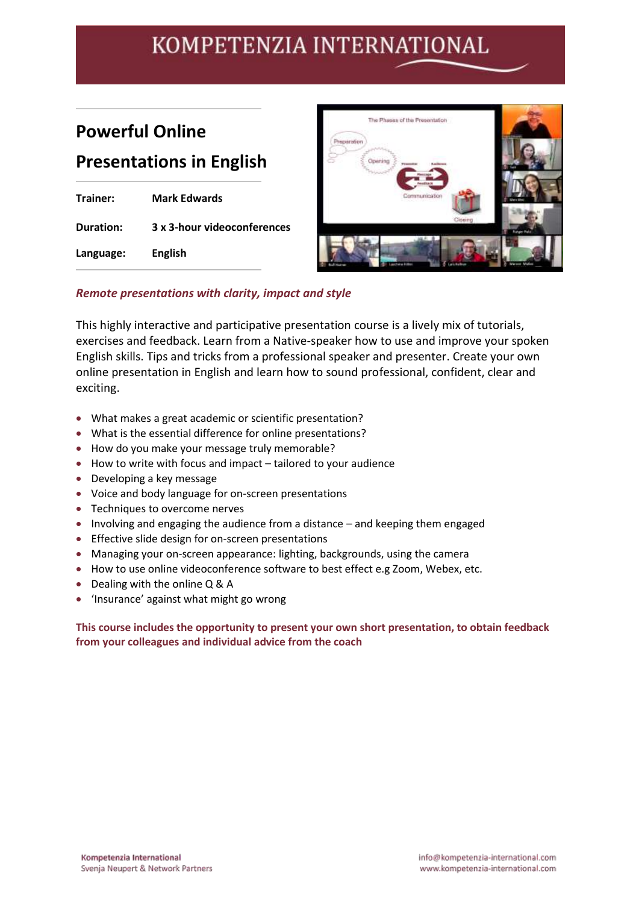KOMPETENZIA INTERNATIONAL

# Powerful Online Presentations in English

| Trainer: | Mark Edwards |
|---|---|
| Duration: | 3 x 3-hour videoconferences |
| Language: | English |

***Remote presentations with clarity, impact and style***

This highly interactive and participative presentation course is a lively mix of tutorials, exercises and feedback. Learn from a Native-speaker how to use and improve your spoken English skills. Tips and tricks from a professional speaker and presenter. Create your own online presentation in English and learn how to sound professional, confident, clear and exciting.

- What makes a great academic or scientific presentation?
- What is the essential difference for online presentations?
- How do you make your message truly memorable?
- How to write with focus and impact – tailored to your audience
- Developing a key message
- Voice and body language for on-screen presentations
- Techniques to overcome nerves
- Involving and engaging the audience from a distance – and keeping them engaged
- Effective slide design for on-screen presentations
- Managing your on-screen appearance: lighting, backgrounds, using the camera
- How to use online videoconference software to best effect e.g Zoom, Webex, etc.
- Dealing with the online Q & A
- 'Insurance' against what might go wrong

**This course includes the opportunity to present your own short presentation, to obtain feedback from your colleagues and individual advice from the coach**

Kompetenzia International
Svenja Neupert & Network Partners

info@kompetenzia-international.com
www.kompetenzia-international.com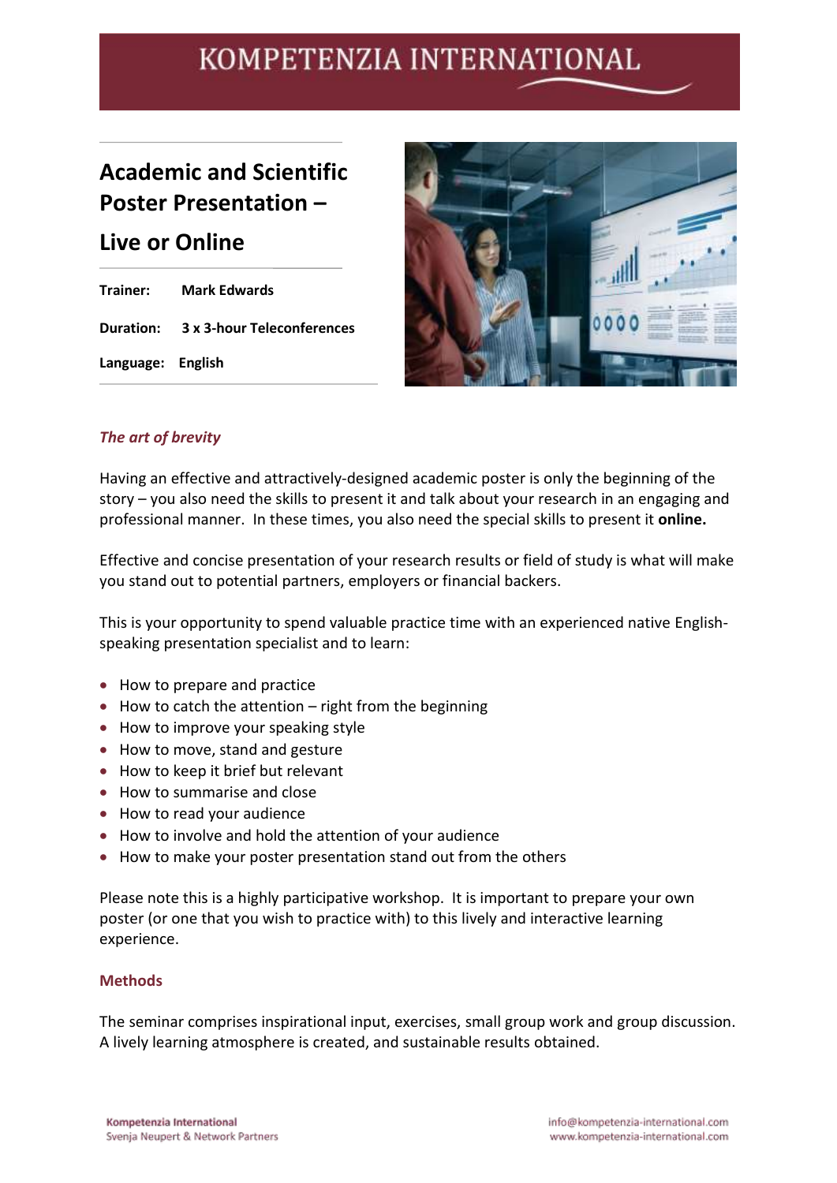# Academic and Scientific Poster Presentation – Live or Online

**Trainer:** **Mark Edwards**

**Duration:** **3 x 3-hour Teleconferences**

**Language:** **English**

### *The art of brevity*

Having an effective and attractively-designed academic poster is only the beginning of the story – you also need the skills to present it and talk about your research in an engaging and professional manner. In these times, you also need the special skills to present it **online.**

Effective and concise presentation of your research results or field of study is what will make you stand out to potential partners, employers or financial backers.

This is your opportunity to spend valuable practice time with an experienced native English-speaking presentation specialist and to learn:

- How to prepare and practice
- How to catch the attention – right from the beginning
- How to improve your speaking style
- How to move, stand and gesture
- How to keep it brief but relevant
- How to summarise and close
- How to read your audience
- How to involve and hold the attention of your audience
- How to make your poster presentation stand out from the others

Please note this is a highly participative workshop. It is important to prepare your own poster (or one that you wish to practice with) to this lively and interactive learning experience.

### Methods

The seminar comprises inspirational input, exercises, small group work and group discussion. A lively learning atmosphere is created, and sustainable results obtained.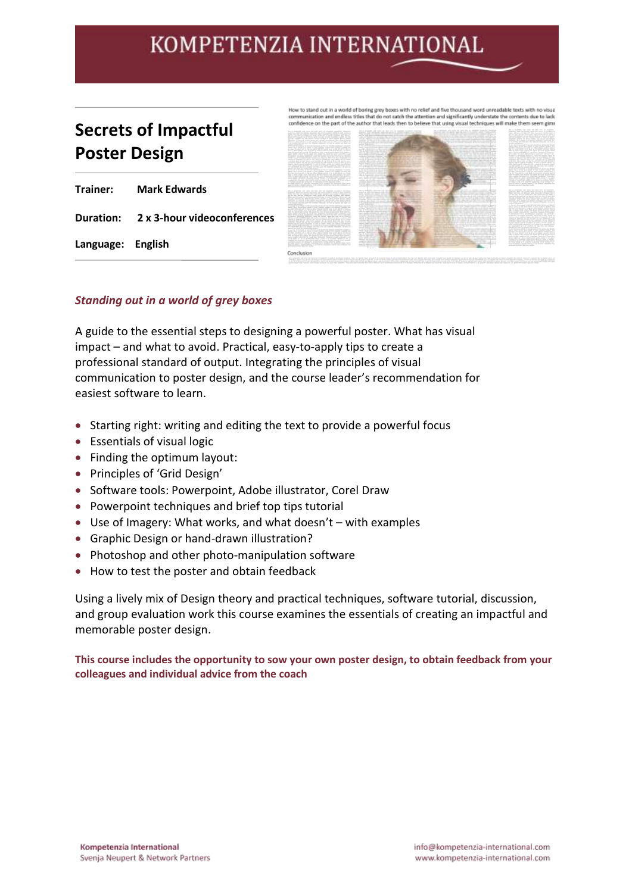# Secrets of Impactful Poster Design

**Trainer:** **Mark Edwards**

**Duration:** **2 x 3-hour videoconferences**

**Language:** **English**

### *Standing out in a world of grey boxes*

A guide to the essential steps to designing a powerful poster. What has visual impact – and what to avoid. Practical, easy-to-apply tips to create a professional standard of output. Integrating the principles of visual communication to poster design, and the course leader's recommendation for easiest software to learn.

- Starting right: writing and editing the text to provide a powerful focus
- Essentials of visual logic
- Finding the optimum layout:
- Principles of 'Grid Design'
- Software tools: Powerpoint, Adobe illustrator, Corel Draw
- Powerpoint techniques and brief top tips tutorial
- Use of Imagery: What works, and what doesn't – with examples
- Graphic Design or hand-drawn illustration?
- Photoshop and other photo-manipulation software
- How to test the poster and obtain feedback

Using a lively mix of Design theory and practical techniques, software tutorial, discussion, and group evaluation work this course examines the essentials of creating an impactful and memorable poster design.

**This course includes the opportunity to sow your own poster design, to obtain feedback from your colleagues and individual advice from the coach**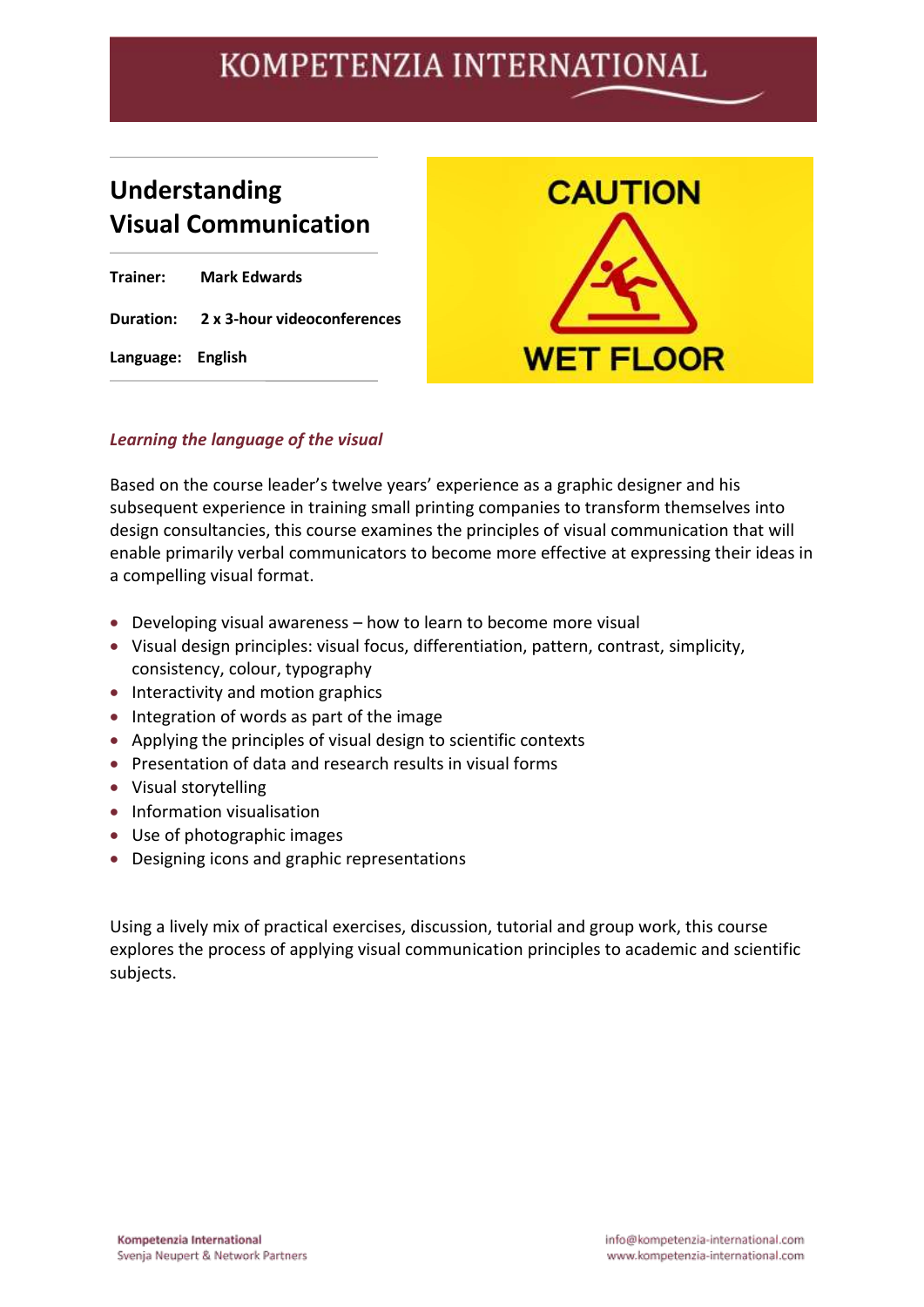# Understanding Visual Communication

**Trainer:** **Mark Edwards**

**Duration:** **2 x 3-hour videoconferences**

**Language:** **English**

***Learning the language of the visual***

Based on the course leader's twelve years' experience as a graphic designer and his subsequent experience in training small printing companies to transform themselves into design consultancies, this course examines the principles of visual communication that will enable primarily verbal communicators to become more effective at expressing their ideas in a compelling visual format.

- Developing visual awareness – how to learn to become more visual
- Visual design principles: visual focus, differentiation, pattern, contrast, simplicity, consistency, colour, typography
- Interactivity and motion graphics
- Integration of words as part of the image
- Applying the principles of visual design to scientific contexts
- Presentation of data and research results in visual forms
- Visual storytelling
- Information visualisation
- Use of photographic images
- Designing icons and graphic representations

Using a lively mix of practical exercises, discussion, tutorial and group work, this course explores the process of applying visual communication principles to academic and scientific subjects.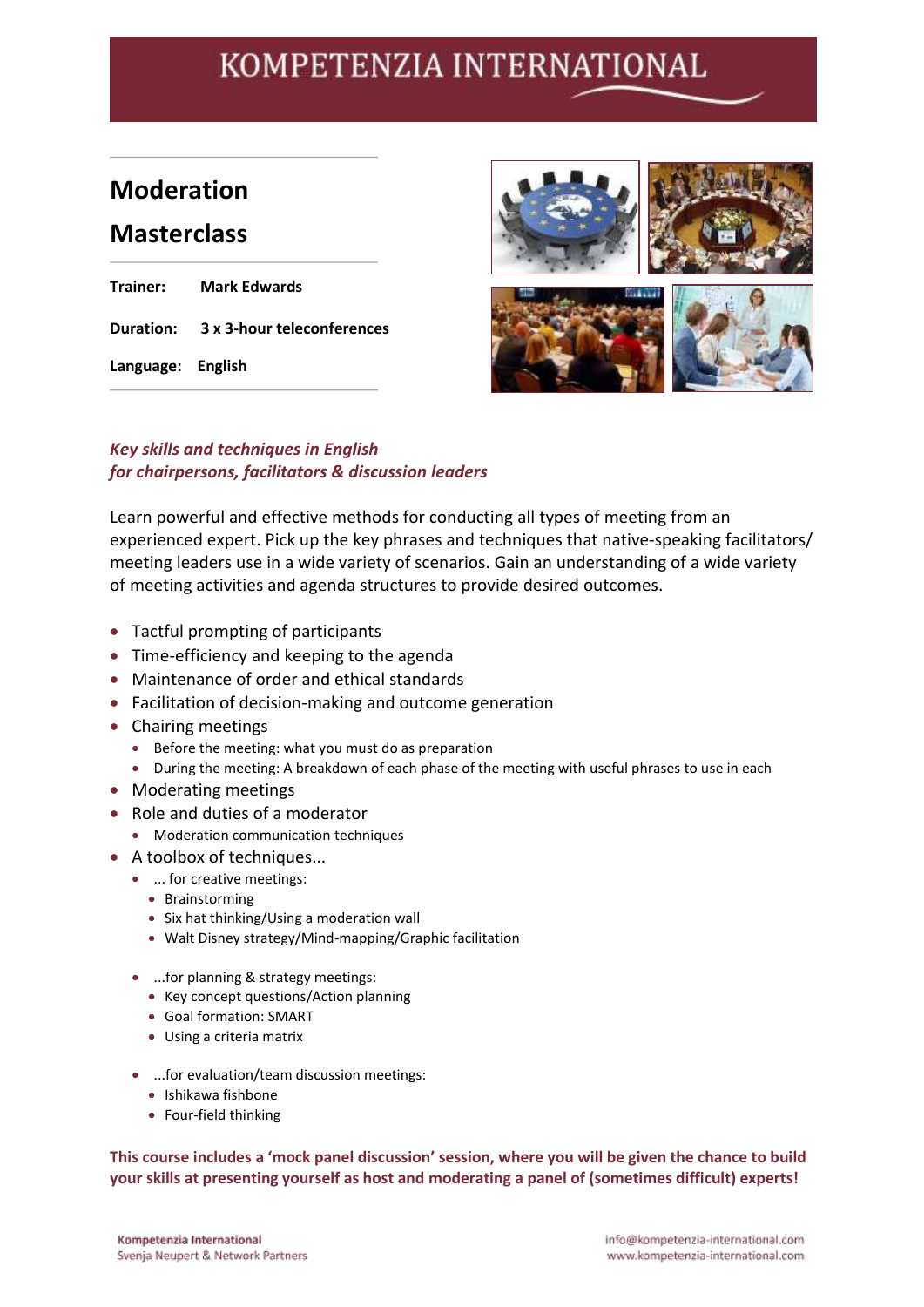# KOMPETENZIA INTERNATIONAL

## Moderation Masterclass

**Trainer:** **Mark Edwards**

**Duration:** **3 x 3-hour teleconferences**

**Language:** **English**

***Key skills and techniques in English***
***for chairpersons, facilitators & discussion leaders***

Learn powerful and effective methods for conducting all types of meeting from an experienced expert. Pick up the key phrases and techniques that native-speaking facilitators/ meeting leaders use in a wide variety of scenarios. Gain an understanding of a wide variety of meeting activities and agenda structures to provide desired outcomes.

- Tactful prompting of participants
- Time-efficiency and keeping to the agenda
- Maintenance of order and ethical standards
- Facilitation of decision-making and outcome generation
- Chairing meetings
  - Before the meeting: what you must do as preparation
  - During the meeting: A breakdown of each phase of the meeting with useful phrases to use in each
- Moderating meetings
- Role and duties of a moderator
  - Moderation communication techniques
- A toolbox of techniques...
  - ... for creative meetings:
    - Brainstorming
    - Six hat thinking/Using a moderation wall
    - Walt Disney strategy/Mind-mapping/Graphic facilitation
  - ...for planning & strategy meetings:
    - Key concept questions/Action planning
    - Goal formation: SMART
    - Using a criteria matrix
  - ...for evaluation/team discussion meetings:
    - Ishikawa fishbone
    - Four-field thinking

**This course includes a 'mock panel discussion' session, where you will be given the chance to build your skills at presenting yourself as host and moderating a panel of (sometimes difficult) experts!**

Kompetenzia International
Svenja Neupert & Network Partners

info@kompetenzia-international.com
www.kompetenzia-international.com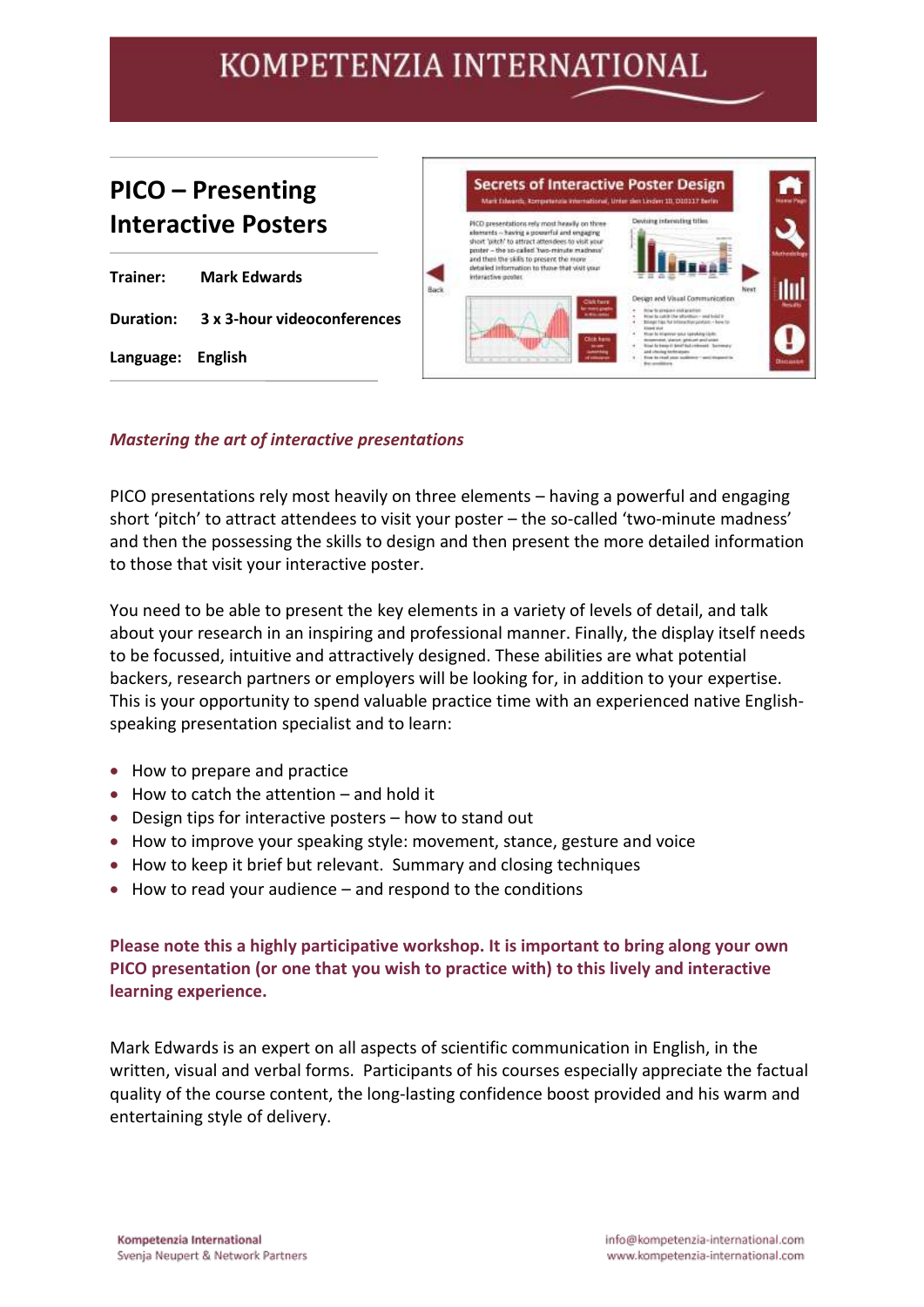# PICO – Presenting Interactive Posters

**Trainer:** Mark Edwards

**Duration:** 3 x 3-hour videoconferences

**Language:** English

***Mastering the art of interactive presentations***

PICO presentations rely most heavily on three elements – having a powerful and engaging short 'pitch' to attract attendees to visit your poster – the so-called 'two-minute madness' and then the possessing the skills to design and then present the more detailed information to those that visit your interactive poster.

You need to be able to present the key elements in a variety of levels of detail, and talk about your research in an inspiring and professional manner. Finally, the display itself needs to be focussed, intuitive and attractively designed. These abilities are what potential backers, research partners or employers will be looking for, in addition to your expertise. This is your opportunity to spend valuable practice time with an experienced native English-speaking presentation specialist and to learn:

- How to prepare and practice
- How to catch the attention – and hold it
- Design tips for interactive posters – how to stand out
- How to improve your speaking style: movement, stance, gesture and voice
- How to keep it brief but relevant. Summary and closing techniques
- How to read your audience – and respond to the conditions

**Please note this a highly participative workshop. It is important to bring along your own PICO presentation (or one that you wish to practice with) to this lively and interactive learning experience.**

Mark Edwards is an expert on all aspects of scientific communication in English, in the written, visual and verbal forms. Participants of his courses especially appreciate the factual quality of the course content, the long-lasting confidence boost provided and his warm and entertaining style of delivery.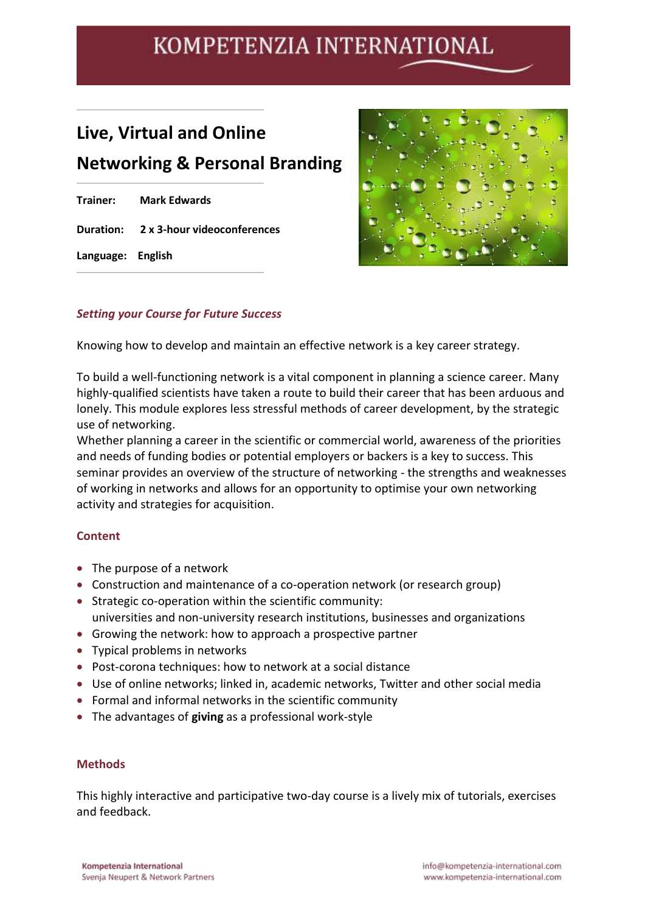# Live, Virtual and Online Networking & Personal Branding

**Trainer:** **Mark Edwards**

**Duration:** **2 x 3-hour videoconferences**

**Language:** **English**

## *Setting your Course for Future Success*

Knowing how to develop and maintain an effective network is a key career strategy.

To build a well-functioning network is a vital component in planning a science career. Many highly-qualified scientists have taken a route to build their career that has been arduous and lonely. This module explores less stressful methods of career development, by the strategic use of networking.
Whether planning a career in the scientific or commercial world, awareness of the priorities and needs of funding bodies or potential employers or backers is a key to success. This seminar provides an overview of the structure of networking - the strengths and weaknesses of working in networks and allows for an opportunity to optimise your own networking activity and strategies for acquisition.

## Content

- The purpose of a network
- Construction and maintenance of a co-operation network (or research group)
- Strategic co-operation within the scientific community:
  universities and non-university research institutions, businesses and organizations
- Growing the network: how to approach a prospective partner
- Typical problems in networks
- Post-corona techniques: how to network at a social distance
- Use of online networks; linked in, academic networks, Twitter and other social media
- Formal and informal networks in the scientific community
- The advantages of **giving** as a professional work-style

## Methods

This highly interactive and participative two-day course is a lively mix of tutorials, exercises and feedback.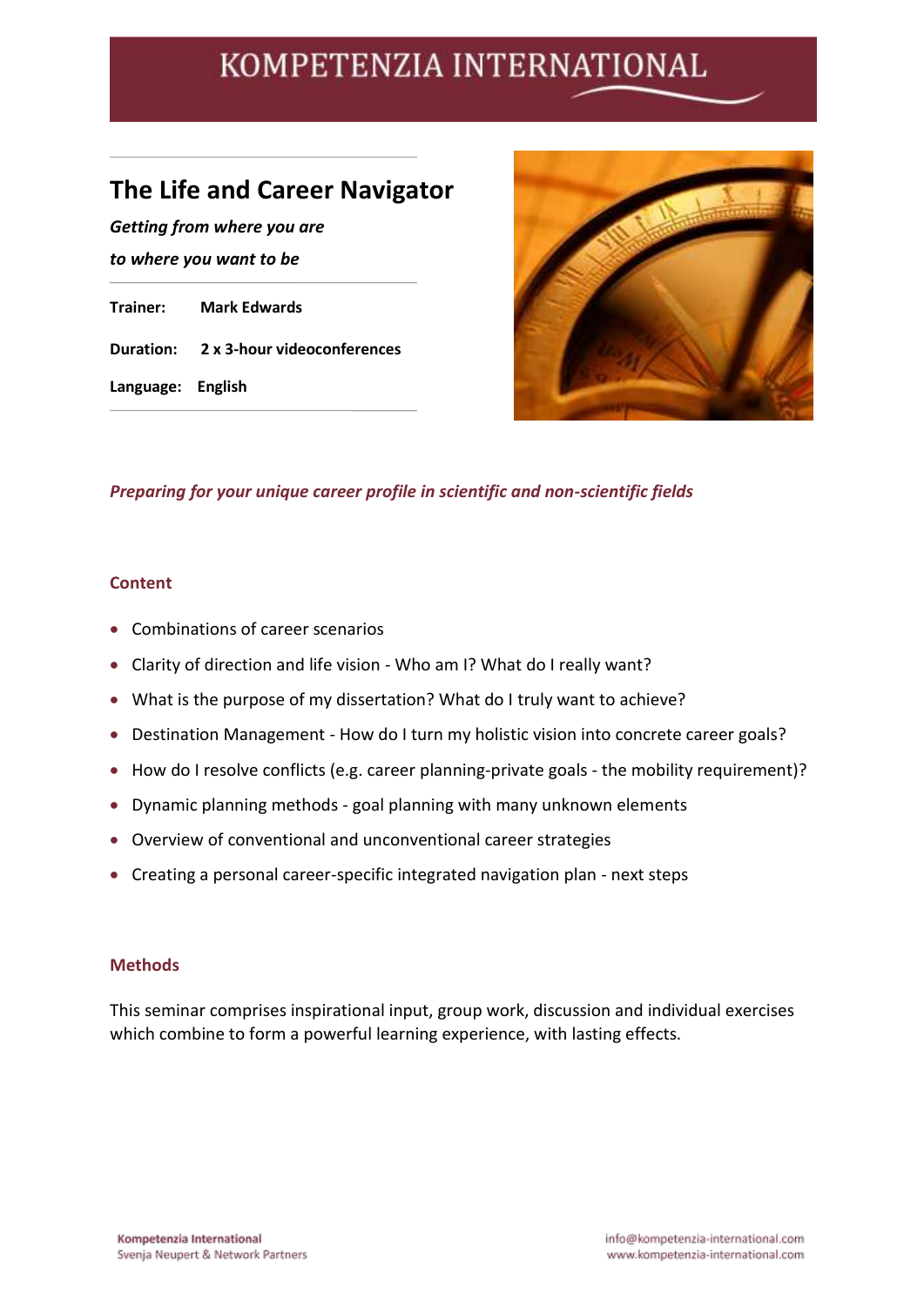KOMPETENZIA INTERNATIONAL

# The Life and Career Navigator

***Getting from where you are***

***to where you want to be***

**Trainer:** **Mark Edwards**

**Duration:** **2 x 3-hour videoconferences**

**Language:** **English**

***Preparing for your unique career profile in scientific and non-scientific fields***

## Content

- Combinations of career scenarios
- Clarity of direction and life vision - Who am I? What do I really want?
- What is the purpose of my dissertation? What do I truly want to achieve?
- Destination Management - How do I turn my holistic vision into concrete career goals?
- How do I resolve conflicts (e.g. career planning-private goals - the mobility requirement)?
- Dynamic planning methods - goal planning with many unknown elements
- Overview of conventional and unconventional career strategies
- Creating a personal career-specific integrated navigation plan - next steps

## Methods

This seminar comprises inspirational input, group work, discussion and individual exercises which combine to form a powerful learning experience, with lasting effects.

**Kompetenzia International**
Svenja Neupert & Network Partners

info@kompetenzia-international.com
www.kompetenzia-international.com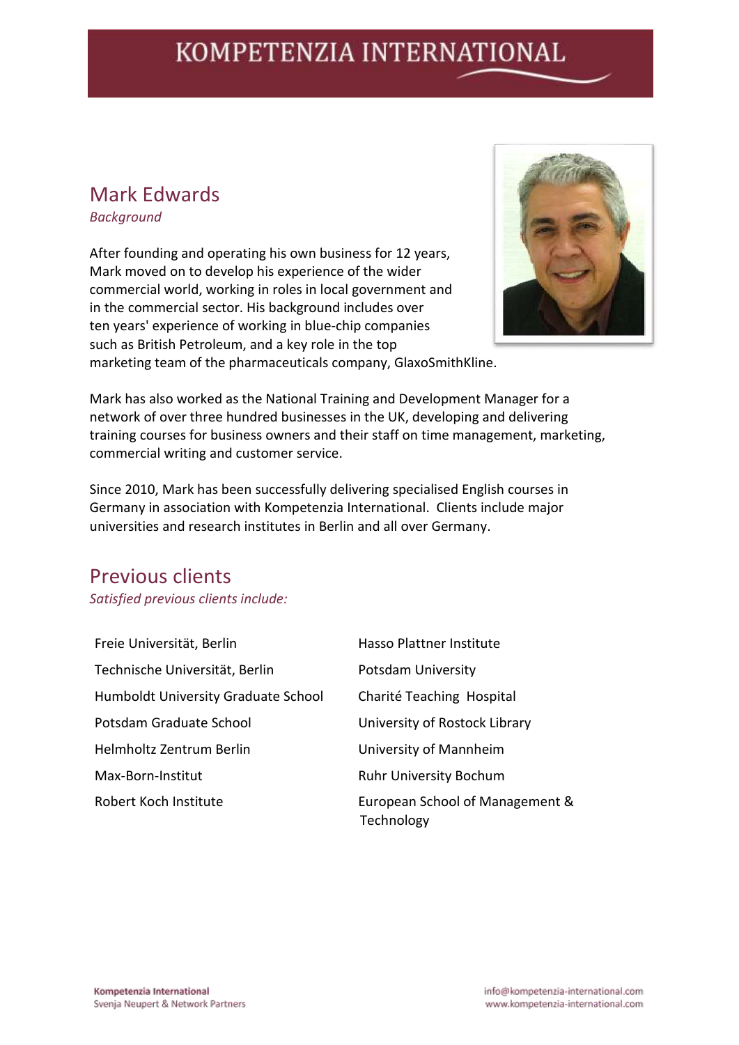# KOMPETENZIA INTERNATIONAL

## Mark Edwards

*Background*

After founding and operating his own business for 12 years, Mark moved on to develop his experience of the wider commercial world, working in roles in local government and in the commercial sector. His background includes over ten years' experience of working in blue-chip companies such as British Petroleum, and a key role in the top marketing team of the pharmaceuticals company, GlaxoSmithKline.

Mark has also worked as the National Training and Development Manager for a network of over three hundred businesses in the UK, developing and delivering training courses for business owners and their staff on time management, marketing, commercial writing and customer service.

Since 2010, Mark has been successfully delivering specialised English courses in Germany in association with Kompetenzia International. Clients include major universities and research institutes in Berlin and all over Germany.

## Previous clients

*Satisfied previous clients include:*

| | |
|---|---|
| Freie Universität, Berlin | Hasso Plattner Institute |
| Technische Universität, Berlin | Potsdam University |
| Humboldt University Graduate School | Charité Teaching Hospital |
| Potsdam Graduate School | University of Rostock Library |
| Helmholtz Zentrum Berlin | University of Mannheim |
| Max-Born-Institut | Ruhr University Bochum |
| Robert Koch Institute | European School of Management & Technology |

**Kompetenzia International**
Svenja Neupert & Network Partners

info@kompetenzia-international.com
www.kompetenzia-international.com